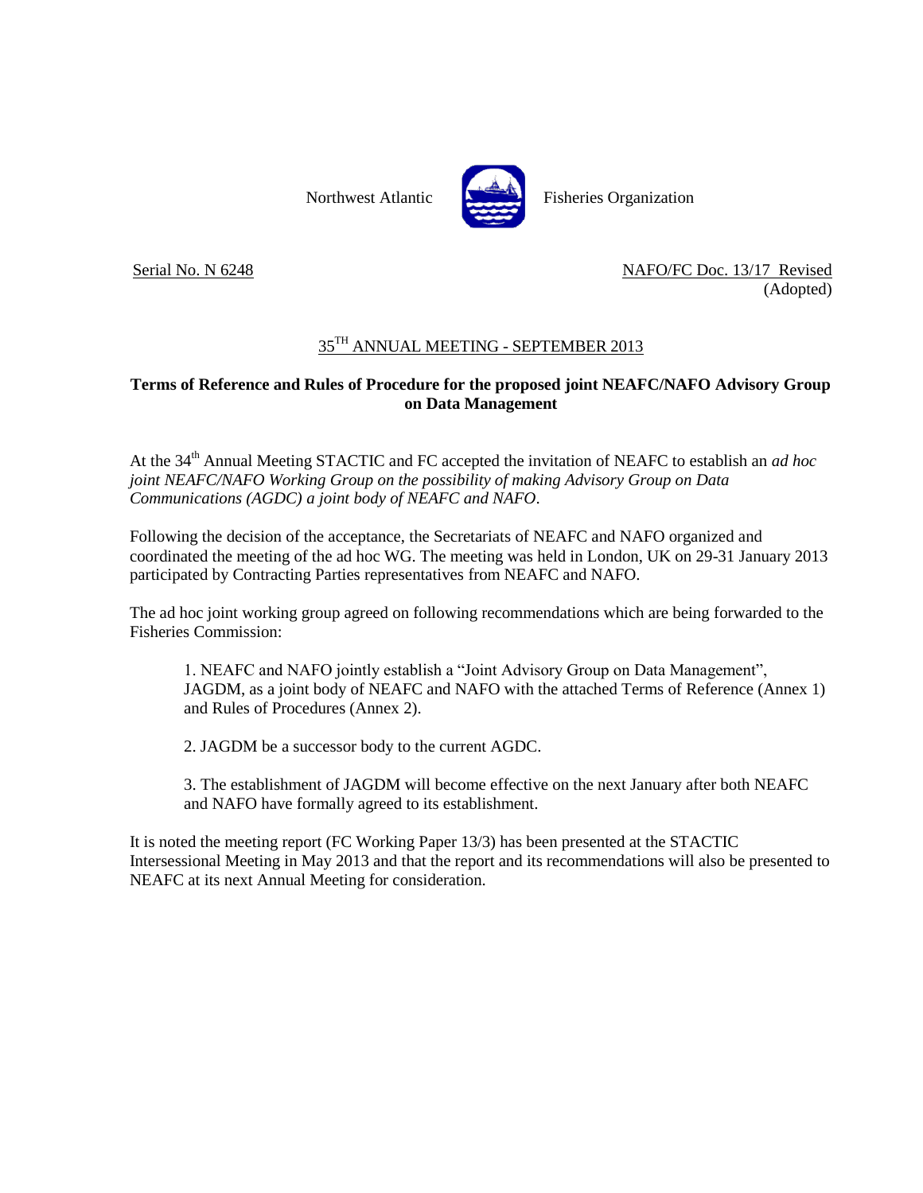Northwest Atlantic Fisheries Organization

Serial No. N 6248

NAFO/FC Doc. 13/17 Revised
(Adopted)

## 35TH ANNUAL MEETING - SEPTEMBER 2013

**Terms of Reference and Rules of Procedure for the proposed joint NEAFC/NAFO Advisory Group on Data Management**

At the 34th Annual Meeting STACTIC and FC accepted the invitation of NEAFC to establish an *ad hoc joint NEAFC/NAFO Working Group on the possibility of making Advisory Group on Data Communications (AGDC) a joint body of NEAFC and NAFO*.

Following the decision of the acceptance, the Secretariats of NEAFC and NAFO organized and coordinated the meeting of the ad hoc WG. The meeting was held in London, UK on 29-31 January 2013 participated by Contracting Parties representatives from NEAFC and NAFO.

The ad hoc joint working group agreed on following recommendations which are being forwarded to the Fisheries Commission:

1. NEAFC and NAFO jointly establish a "Joint Advisory Group on Data Management", JAGDM, as a joint body of NEAFC and NAFO with the attached Terms of Reference (Annex 1) and Rules of Procedures (Annex 2).

2. JAGDM be a successor body to the current AGDC.

3. The establishment of JAGDM will become effective on the next January after both NEAFC and NAFO have formally agreed to its establishment.

It is noted the meeting report (FC Working Paper 13/3) has been presented at the STACTIC Intersessional Meeting in May 2013 and that the report and its recommendations will also be presented to NEAFC at its next Annual Meeting for consideration.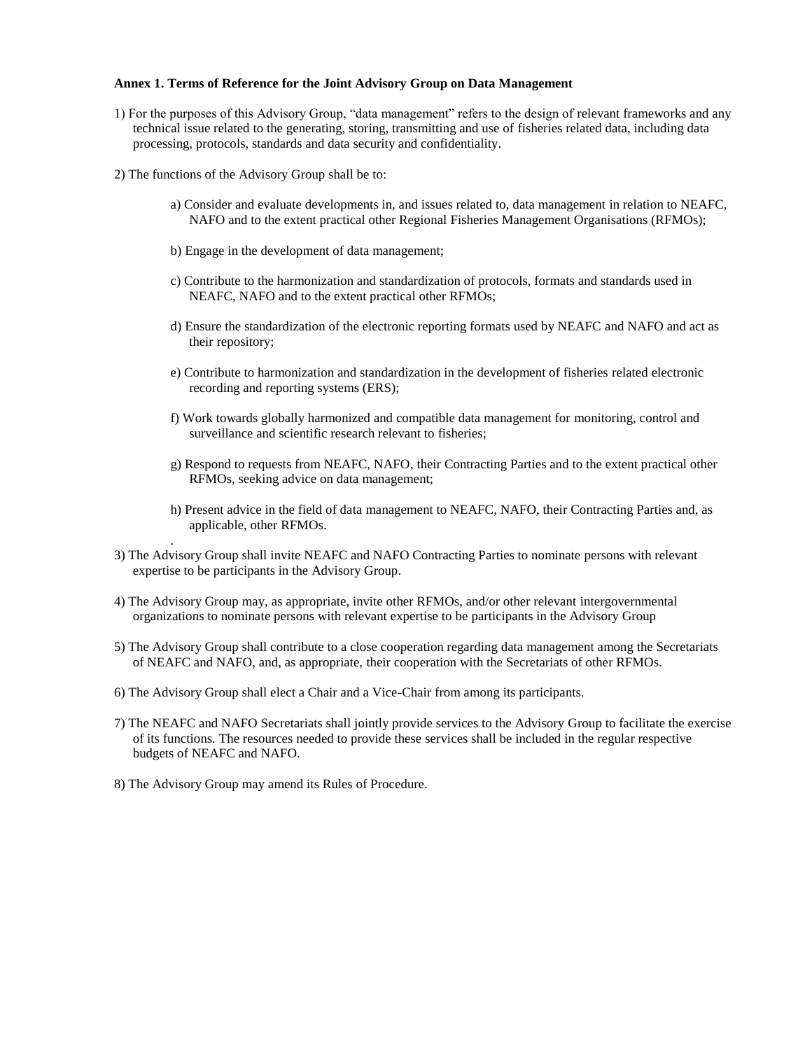**Annex 1. Terms of Reference for the Joint Advisory Group on Data Management**

1) For the purposes of this Advisory Group, "data management" refers to the design of relevant frameworks and any technical issue related to the generating, storing, transmitting and use of fisheries related data, including data processing, protocols, standards and data security and confidentiality.

2) The functions of the Advisory Group shall be to:

a) Consider and evaluate developments in, and issues related to, data management in relation to NEAFC, NAFO and to the extent practical other Regional Fisheries Management Organisations (RFMOs);

b) Engage in the development of data management;

c) Contribute to the harmonization and standardization of protocols, formats and standards used in NEAFC, NAFO and to the extent practical other RFMOs;

d) Ensure the standardization of the electronic reporting formats used by NEAFC and NAFO and act as their repository;

e) Contribute to harmonization and standardization in the development of fisheries related electronic recording and reporting systems (ERS);

f) Work towards globally harmonized and compatible data management for monitoring, control and surveillance and scientific research relevant to fisheries;

g) Respond to requests from NEAFC, NAFO, their Contracting Parties and to the extent practical other RFMOs, seeking advice on data management;

h) Present advice in the field of data management to NEAFC, NAFO, their Contracting Parties and, as applicable, other RFMOs.

3) The Advisory Group shall invite NEAFC and NAFO Contracting Parties to nominate persons with relevant expertise to be participants in the Advisory Group.

4) The Advisory Group may, as appropriate, invite other RFMOs, and/or other relevant intergovernmental organizations to nominate persons with relevant expertise to be participants in the Advisory Group

5) The Advisory Group shall contribute to a close cooperation regarding data management among the Secretariats of NEAFC and NAFO, and, as appropriate, their cooperation with the Secretariats of other RFMOs.

6) The Advisory Group shall elect a Chair and a Vice-Chair from among its participants.

7) The NEAFC and NAFO Secretariats shall jointly provide services to the Advisory Group to facilitate the exercise of its functions. The resources needed to provide these services shall be included in the regular respective budgets of NEAFC and NAFO.

8) The Advisory Group may amend its Rules of Procedure.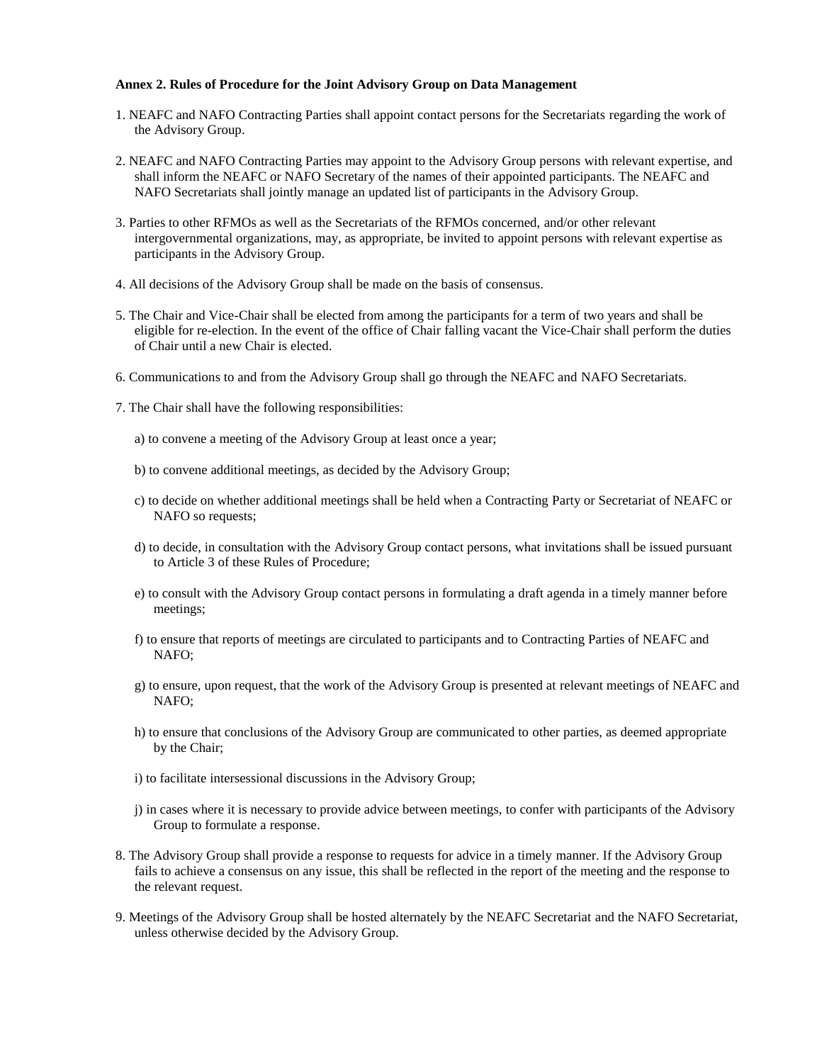**Annex 2. Rules of Procedure for the Joint Advisory Group on Data Management**

1. NEAFC and NAFO Contracting Parties shall appoint contact persons for the Secretariats regarding the work of the Advisory Group.

2. NEAFC and NAFO Contracting Parties may appoint to the Advisory Group persons with relevant expertise, and shall inform the NEAFC or NAFO Secretary of the names of their appointed participants. The NEAFC and NAFO Secretariats shall jointly manage an updated list of participants in the Advisory Group.

3. Parties to other RFMOs as well as the Secretariats of the RFMOs concerned, and/or other relevant intergovernmental organizations, may, as appropriate, be invited to appoint persons with relevant expertise as participants in the Advisory Group.

4. All decisions of the Advisory Group shall be made on the basis of consensus.

5. The Chair and Vice-Chair shall be elected from among the participants for a term of two years and shall be eligible for re-election. In the event of the office of Chair falling vacant the Vice-Chair shall perform the duties of Chair until a new Chair is elected.

6. Communications to and from the Advisory Group shall go through the NEAFC and NAFO Secretariats.

7. The Chair shall have the following responsibilities:

   a) to convene a meeting of the Advisory Group at least once a year;

   b) to convene additional meetings, as decided by the Advisory Group;

   c) to decide on whether additional meetings shall be held when a Contracting Party or Secretariat of NEAFC or NAFO so requests;

   d) to decide, in consultation with the Advisory Group contact persons, what invitations shall be issued pursuant to Article 3 of these Rules of Procedure;

   e) to consult with the Advisory Group contact persons in formulating a draft agenda in a timely manner before meetings;

   f) to ensure that reports of meetings are circulated to participants and to Contracting Parties of NEAFC and NAFO;

   g) to ensure, upon request, that the work of the Advisory Group is presented at relevant meetings of NEAFC and NAFO;

   h) to ensure that conclusions of the Advisory Group are communicated to other parties, as deemed appropriate by the Chair;

   i) to facilitate intersessional discussions in the Advisory Group;

   j) in cases where it is necessary to provide advice between meetings, to confer with participants of the Advisory Group to formulate a response.

8. The Advisory Group shall provide a response to requests for advice in a timely manner. If the Advisory Group fails to achieve a consensus on any issue, this shall be reflected in the report of the meeting and the response to the relevant request.

9. Meetings of the Advisory Group shall be hosted alternately by the NEAFC Secretariat and the NAFO Secretariat, unless otherwise decided by the Advisory Group.